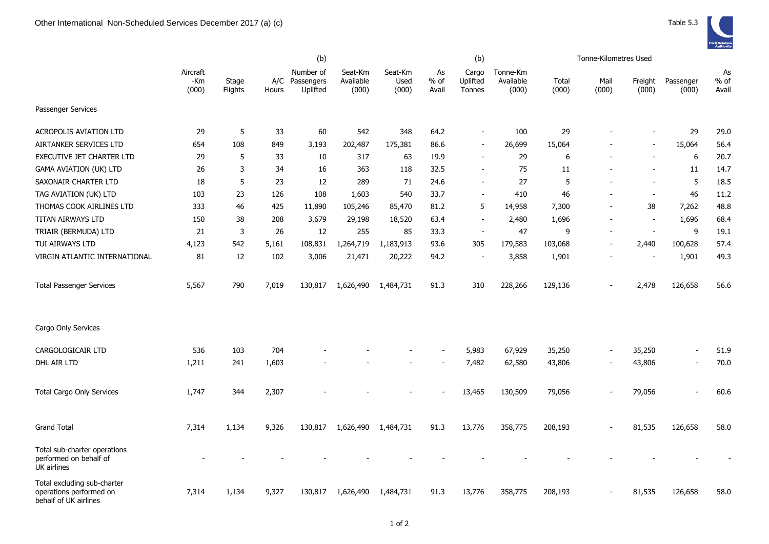# Other International Non-Scheduled Services December 2017 (a) (c)

Table 5.3

| | Aircraft -Km (000) | Stage Flights | A/C Hours | (b) Number of Passengers Uplifted | Seat-Km Available (000) | Seat-Km Used (000) | As % of Avail | (b) Cargo Uplifted Tonnes | Tonne-Km Available (000) | Tonne-Kilometres Used Total (000) | Mail (000) | Freight (000) | Passenger (000) | As % of Avail |
|---|---|---|---|---|---|---|---|---|---|---|---|---|---|---|
| Passenger Services | | | | | | | | | | | | | | |
| ACROPOLIS AVIATION LTD | 29 | 5 | 33 | 60 | 542 | 348 | 64.2 | - | 100 | 29 | - | - | 29 | 29.0 |
| AIRTANKER SERVICES LTD | 654 | 108 | 849 | 3,193 | 202,487 | 175,381 | 86.6 | - | 26,699 | 15,064 | - | - | 15,064 | 56.4 |
| EXECUTIVE JET CHARTER LTD | 29 | 5 | 33 | 10 | 317 | 63 | 19.9 | - | 29 | 6 | - | - | 6 | 20.7 |
| GAMA AVIATION (UK) LTD | 26 | 3 | 34 | 16 | 363 | 118 | 32.5 | - | 75 | 11 | - | - | 11 | 14.7 |
| SAXONAIR CHARTER LTD | 18 | 5 | 23 | 12 | 289 | 71 | 24.6 | - | 27 | 5 | - | - | 5 | 18.5 |
| TAG AVIATION (UK) LTD | 103 | 23 | 126 | 108 | 1,603 | 540 | 33.7 | - | 410 | 46 | - | - | 46 | 11.2 |
| THOMAS COOK AIRLINES LTD | 333 | 46 | 425 | 11,890 | 105,246 | 85,470 | 81.2 | 5 | 14,958 | 7,300 | - | 38 | 7,262 | 48.8 |
| TITAN AIRWAYS LTD | 150 | 38 | 208 | 3,679 | 29,198 | 18,520 | 63.4 | - | 2,480 | 1,696 | - | - | 1,696 | 68.4 |
| TRIAIR (BERMUDA) LTD | 21 | 3 | 26 | 12 | 255 | 85 | 33.3 | - | 47 | 9 | - | - | 9 | 19.1 |
| TUI AIRWAYS LTD | 4,123 | 542 | 5,161 | 108,831 | 1,264,719 | 1,183,913 | 93.6 | 305 | 179,583 | 103,068 | - | 2,440 | 100,628 | 57.4 |
| VIRGIN ATLANTIC INTERNATIONAL | 81 | 12 | 102 | 3,006 | 21,471 | 20,222 | 94.2 | - | 3,858 | 1,901 | - | - | 1,901 | 49.3 |
| Total Passenger Services | 5,567 | 790 | 7,019 | 130,817 | 1,626,490 | 1,484,731 | 91.3 | 310 | 228,266 | 129,136 | - | 2,478 | 126,658 | 56.6 |
| Cargo Only Services | | | | | | | | | | | | | | |
| CARGOLOGICAIR LTD | 536 | 103 | 704 | - | - | - | - | 5,983 | 67,929 | 35,250 | - | 35,250 | - | 51.9 |
| DHL AIR LTD | 1,211 | 241 | 1,603 | - | - | - | - | 7,482 | 62,580 | 43,806 | - | 43,806 | - | 70.0 |
| Total Cargo Only Services | 1,747 | 344 | 2,307 | - | - | - | - | 13,465 | 130,509 | 79,056 | - | 79,056 | - | 60.6 |
| Grand Total | 7,314 | 1,134 | 9,326 | 130,817 | 1,626,490 | 1,484,731 | 91.3 | 13,776 | 358,775 | 208,193 | - | 81,535 | 126,658 | 58.0 |
| Total sub-charter operations performed on behalf of UK airlines | - | - | - | - | - | - | - | - | - | - | - | - | - | - |
| Total excluding sub-charter operations performed on behalf of UK airlines | 7,314 | 1,134 | 9,327 | 130,817 | 1,626,490 | 1,484,731 | 91.3 | 13,776 | 358,775 | 208,193 | - | 81,535 | 126,658 | 58.0 |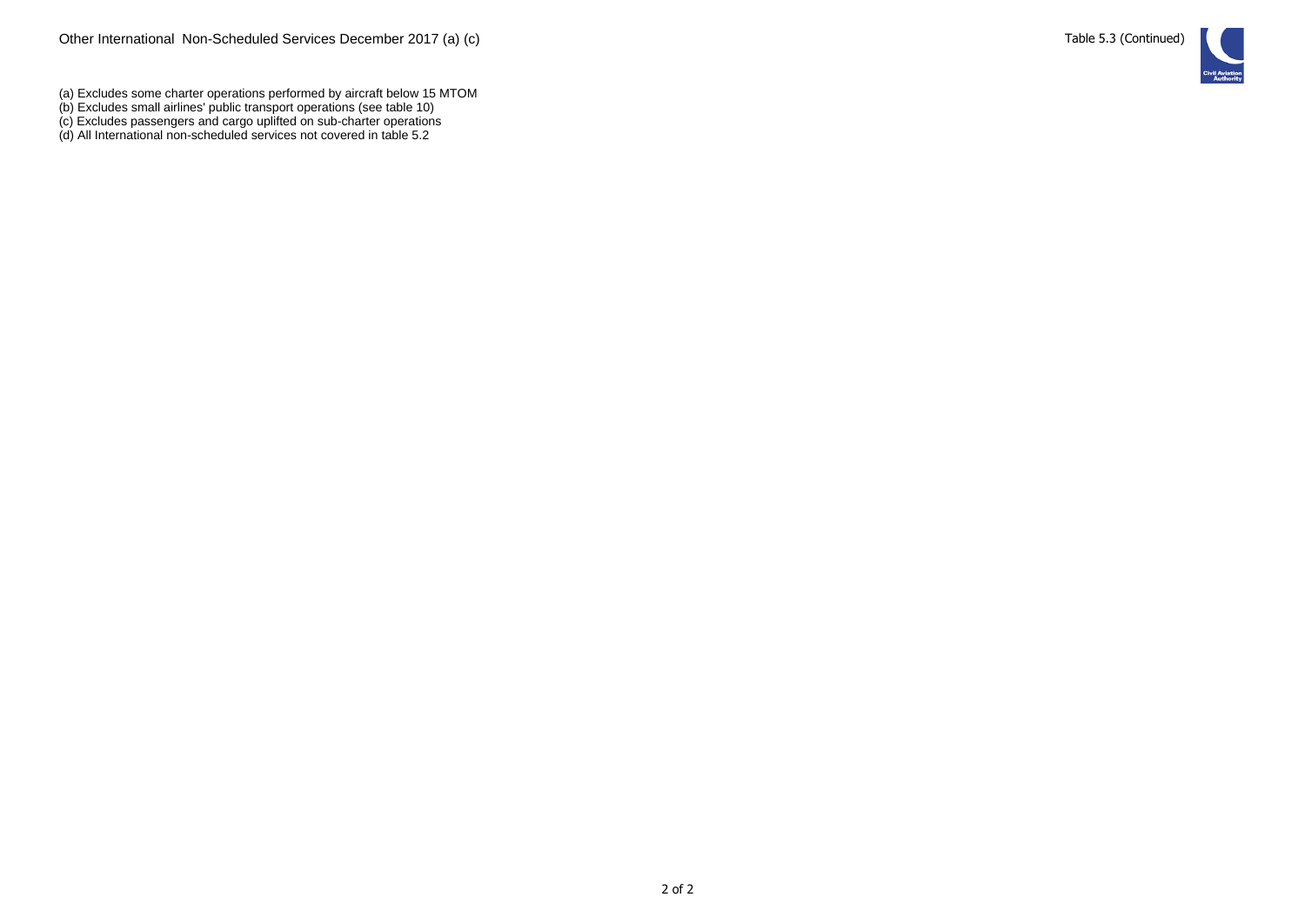Other International Non-Scheduled Services December 2017 (a) (c)

Table 5.3 (Continued)

(a) Excludes some charter operations performed by aircraft below 15 MTOM
(b) Excludes small airlines' public transport operations (see table 10)
(c) Excludes passengers and cargo uplifted on sub-charter operations
(d) All International non-scheduled services not covered in table 5.2